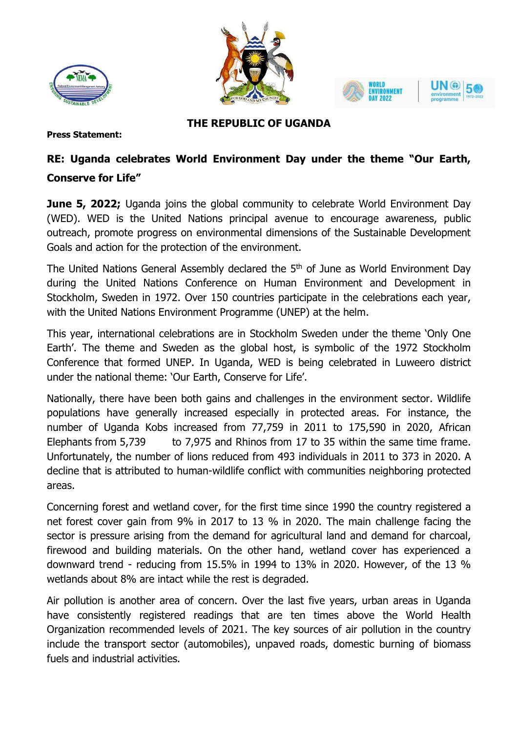# THE REPUBLIC OF UGANDA

**Press Statement:**

**RE: Uganda celebrates World Environment Day under the theme "Our Earth, Conserve for Life"**

**June 5, 2022;** Uganda joins the global community to celebrate World Environment Day (WED). WED is the United Nations principal avenue to encourage awareness, public outreach, promote progress on environmental dimensions of the Sustainable Development Goals and action for the protection of the environment.

The United Nations General Assembly declared the 5th of June as World Environment Day during the United Nations Conference on Human Environment and Development in Stockholm, Sweden in 1972. Over 150 countries participate in the celebrations each year, with the United Nations Environment Programme (UNEP) at the helm.

This year, international celebrations are in Stockholm Sweden under the theme 'Only One Earth'. The theme and Sweden as the global host, is symbolic of the 1972 Stockholm Conference that formed UNEP. In Uganda, WED is being celebrated in Luweero district under the national theme: 'Our Earth, Conserve for Life'.

Nationally, there have been both gains and challenges in the environment sector. Wildlife populations have generally increased especially in protected areas. For instance, the number of Uganda Kobs increased from 77,759 in 2011 to 175,590 in 2020, African Elephants from 5,739 to 7,975 and Rhinos from 17 to 35 within the same time frame. Unfortunately, the number of lions reduced from 493 individuals in 2011 to 373 in 2020. A decline that is attributed to human-wildlife conflict with communities neighboring protected areas.

Concerning forest and wetland cover, for the first time since 1990 the country registered a net forest cover gain from 9% in 2017 to 13 % in 2020. The main challenge facing the sector is pressure arising from the demand for agricultural land and demand for charcoal, firewood and building materials. On the other hand, wetland cover has experienced a downward trend - reducing from 15.5% in 1994 to 13% in 2020. However, of the 13 % wetlands about 8% are intact while the rest is degraded.

Air pollution is another area of concern. Over the last five years, urban areas in Uganda have consistently registered readings that are ten times above the World Health Organization recommended levels of 2021. The key sources of air pollution in the country include the transport sector (automobiles), unpaved roads, domestic burning of biomass fuels and industrial activities.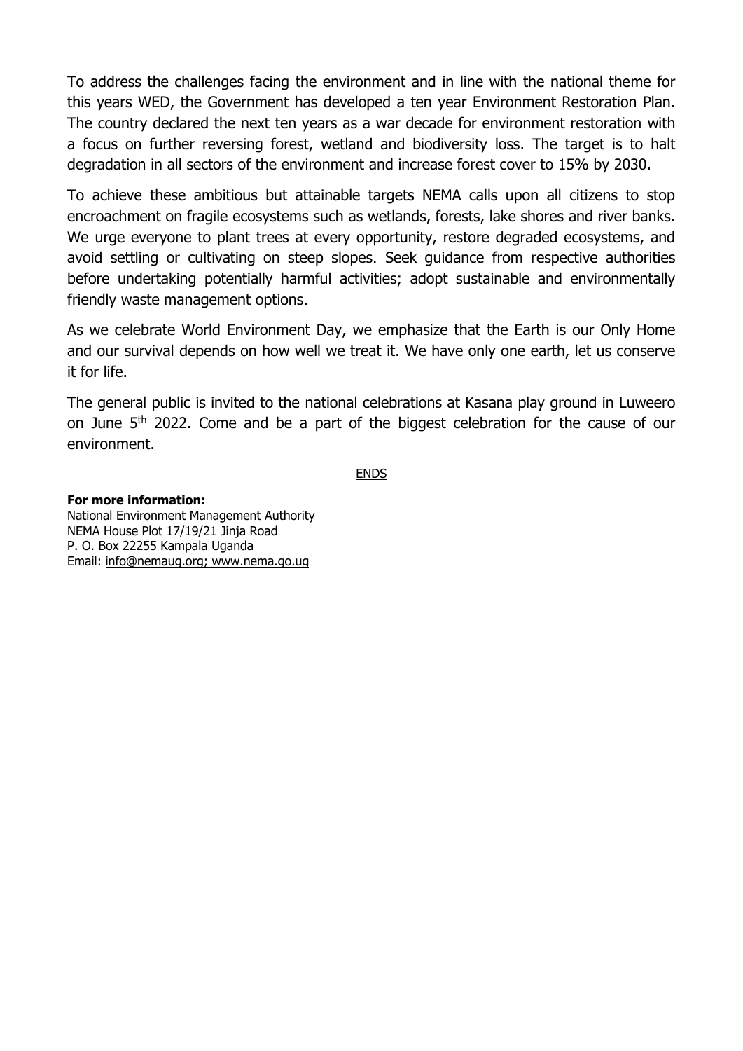To address the challenges facing the environment and in line with the national theme for this years WED, the Government has developed a ten year Environment Restoration Plan. The country declared the next ten years as a war decade for environment restoration with a focus on further reversing forest, wetland and biodiversity loss. The target is to halt degradation in all sectors of the environment and increase forest cover to 15% by 2030.

To achieve these ambitious but attainable targets NEMA calls upon all citizens to stop encroachment on fragile ecosystems such as wetlands, forests, lake shores and river banks. We urge everyone to plant trees at every opportunity, restore degraded ecosystems, and avoid settling or cultivating on steep slopes. Seek guidance from respective authorities before undertaking potentially harmful activities; adopt sustainable and environmentally friendly waste management options.

As we celebrate World Environment Day, we emphasize that the Earth is our Only Home and our survival depends on how well we treat it. We have only one earth, let us conserve it for life.

The general public is invited to the national celebrations at Kasana play ground in Luweero on June 5th 2022. Come and be a part of the biggest celebration for the cause of our environment.

ENDS

**For more information:**
National Environment Management Authority
NEMA House Plot 17/19/21 Jinja Road
P. O. Box 22255 Kampala Uganda
Email: info@nemaug.org; www.nema.go.ug